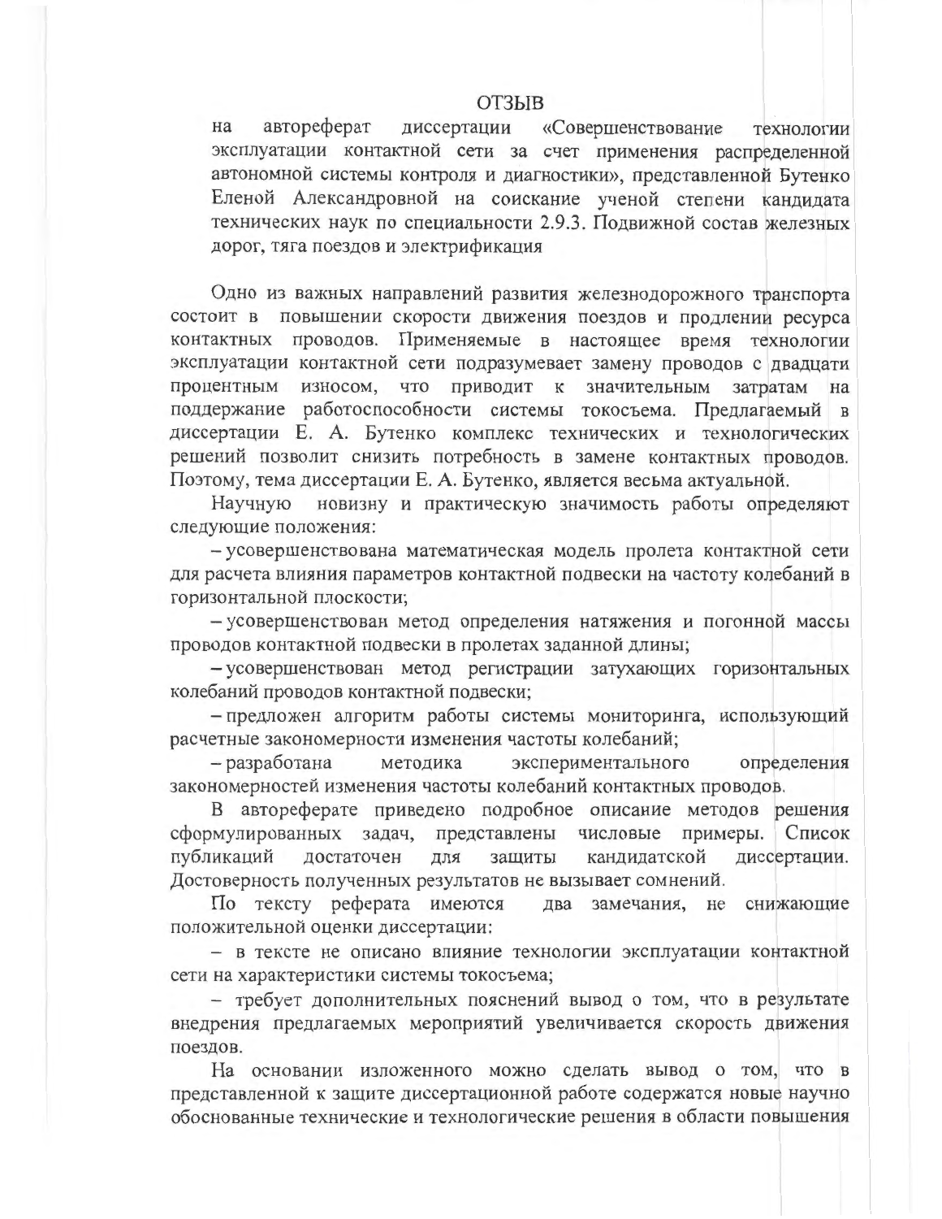# ОТЗЫВ

на автореферат диссертации «Совершенствование технологии эксплуатации контактной сети за счет применения распределенной автономной системы контроля и диагностики», представленной Бутенко Еленой Александровной на соискание ученой степени кандидата технических наук по специальности 2.9.3. Подвижной состав железных дорог, тяга поездов и электрификация

Одно из важных направлений развития железнодорожного транспорта состоит в повышении скорости движения поездов и продлении ресурса контактных проводов. Применяемые в настоящее время технологии эксплуатации контактной сети подразумевает замену проводов с двадцати процентным износом, что приводит к значительным затратам на поддержание работоспособности системы токосъема. Предлагаемый в диссертации Е. А. Бутенко комплекс технических и технологических решений позволит снизить потребность в замене контактных проводов. Поэтому, тема диссертации Е. А. Бутенко, является весьма актуальной.

Научную новизну и практическую значимость работы определяют следующие положения:

– усовершенствована математическая модель пролета контактной сети для расчета влияния параметров контактной подвески на частоту колебаний в горизонтальной плоскости;

– усовершенствован метод определения натяжения и погонной массы проводов контактной подвески в пролетах заданной длины;

– усовершенствован метод регистрации затухающих горизонтальных колебаний проводов контактной подвески;

– предложен алгоритм работы системы мониторинга, использующий расчетные закономерности изменения частоты колебаний;

– разработана методика экспериментального определения закономерностей изменения частоты колебаний контактных проводов.

В автореферате приведено подробное описание методов решения сформулированных задач, представлены числовые примеры. Список публикаций достаточен для защиты кандидатской диссертации. Достоверность полученных результатов не вызывает сомнений.

По тексту реферата имеются два замечания, не снижающие положительной оценки диссертации:

– в тексте не описано влияние технологии эксплуатации контактной сети на характеристики системы токосъема;

– требует дополнительных пояснений вывод о том, что в результате внедрения предлагаемых мероприятий увеличивается скорость движения поездов.

На основании изложенного можно сделать вывод о том, что в представленной к защите диссертационной работе содержатся новые научно обоснованные технические и технологические решения в области повышения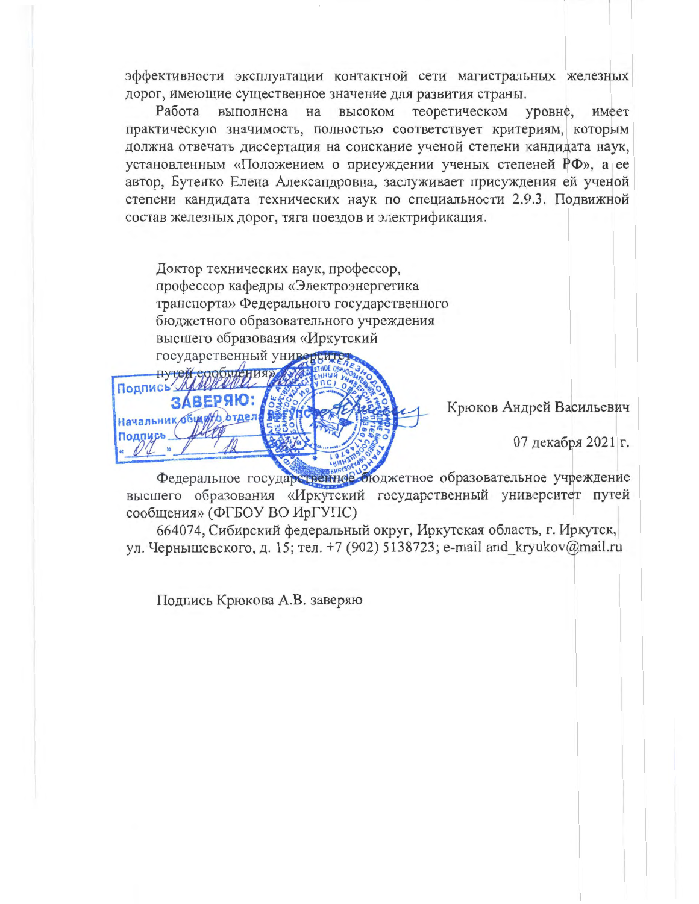эффективности эксплуатации контактной сети магистральных железных дорог, имеющие существенное значение для развития страны.

Работа выполнена на высоком теоретическом уровне, имеет практическую значимость, полностью соответствует критериям, которым должна отвечать диссертация на соискание ученой степени кандидата наук, установленным «Положением о присуждении ученых степеней РФ», а ее автор, Бутенко Елена Александровна, заслуживает присуждения ей ученой степени кандидата технических наук по специальности 2.9.3. Подвижной состав железных дорог, тяга поездов и электрификация.

Доктор технических наук, профессор, профессор кафедры «Электроэнергетика транспорта» Федерального государственного бюджетного образовательного учреждения высшего образования «Иркутский государственный университет путей сообщения»

Подпись

ЗАВЕРЯЮ:

Начальник общего отдела

Подпись

« 07 » 12

Крюков Андрей Васильевич

07 декабря 2021 г.

Федеральное государственное бюджетное образовательное учреждение высшего образования «Иркутский государственный университет путей сообщения» (ФГБОУ ВО ИрГУПС)

664074, Сибирский федеральный округ, Иркутская область, г. Иркутск, ул. Чернышевского, д. 15; тел. +7 (902) 5138723; e-mail and_kryukov@mail.ru

Подпись Крюкова А.В. заверяю